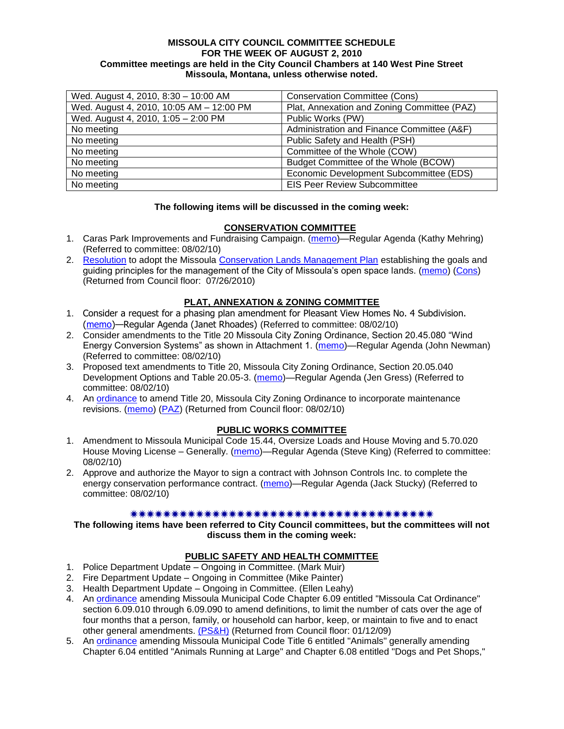**MISSOULA CITY COUNCIL COMMITTEE SCHEDULE**
**FOR THE WEEK OF AUGUST 2, 2010**
**Committee meetings are held in the City Council Chambers at 140 West Pine Street**
**Missoula, Montana, unless otherwise noted.**

| | |
|---|---|
| Wed. August 4, 2010, 8:30 – 10:00 AM | Conservation Committee (Cons) |
| Wed. August 4, 2010, 10:05 AM – 12:00 PM | Plat, Annexation and Zoning Committee (PAZ) |
| Wed. August 4, 2010, 1:05 – 2:00 PM | Public Works (PW) |
| No meeting | Administration and Finance Committee (A&F) |
| No meeting | Public Safety and Health (PSH) |
| No meeting | Committee of the Whole (COW) |
| No meeting | Budget Committee of the Whole (BCOW) |
| No meeting | Economic Development Subcommittee (EDS) |
| No meeting | EIS Peer Review Subcommittee |

**The following items will be discussed in the coming week:**

**CONSERVATION COMMITTEE**

1. Caras Park Improvements and Fundraising Campaign. (memo)—Regular Agenda (Kathy Mehring) (Referred to committee: 08/02/10)
2. Resolution to adopt the Missoula Conservation Lands Management Plan establishing the goals and guiding principles for the management of the City of Missoula's open space lands. (memo) (Cons) (Returned from Council floor: 07/26/2010)

**PLAT, ANNEXATION & ZONING COMMITTEE**

1. Consider a request for a phasing plan amendment for Pleasant View Homes No. 4 Subdivision. (memo)—Regular Agenda (Janet Rhoades) (Referred to committee: 08/02/10)
2. Consider amendments to the Title 20 Missoula City Zoning Ordinance, Section 20.45.080 "Wind Energy Conversion Systems" as shown in Attachment 1. (memo)—Regular Agenda (John Newman) (Referred to committee: 08/02/10)
3. Proposed text amendments to Title 20, Missoula City Zoning Ordinance, Section 20.05.040 Development Options and Table 20.05-3. (memo)—Regular Agenda (Jen Gress) (Referred to committee: 08/02/10)
4. An ordinance to amend Title 20, Missoula City Zoning Ordinance to incorporate maintenance revisions. (memo) (PAZ) (Returned from Council floor: 08/02/10)

**PUBLIC WORKS COMMITTEE**

1. Amendment to Missoula Municipal Code 15.44, Oversize Loads and House Moving and 5.70.020 House Moving License – Generally. (memo)—Regular Agenda (Steve King) (Referred to committee: 08/02/10)
2. Approve and authorize the Mayor to sign a contract with Johnson Controls Inc. to complete the energy conservation performance contract. (memo)—Regular Agenda (Jack Stucky) (Referred to committee: 08/02/10)

✷✷✷✷✷✷✷✷✷✷✷✷✷✷✷✷✷✷✷✷✷✷✷✷✷✷✷✷✷✷✷✷✷✷✷✷✷✷✷✷

**The following items have been referred to City Council committees, but the committees will not discuss them in the coming week:**

**PUBLIC SAFETY AND HEALTH COMMITTEE**

1. Police Department Update – Ongoing in Committee. (Mark Muir)
2. Fire Department Update – Ongoing in Committee (Mike Painter)
3. Health Department Update – Ongoing in Committee. (Ellen Leahy)
4. An ordinance amending Missoula Municipal Code Chapter 6.09 entitled "Missoula Cat Ordinance" section 6.09.010 through 6.09.090 to amend definitions, to limit the number of cats over the age of four months that a person, family, or household can harbor, keep, or maintain to five and to enact other general amendments. (PS&H) (Returned from Council floor: 01/12/09)
5. An ordinance amending Missoula Municipal Code Title 6 entitled "Animals" generally amending Chapter 6.04 entitled "Animals Running at Large" and Chapter 6.08 entitled "Dogs and Pet Shops,"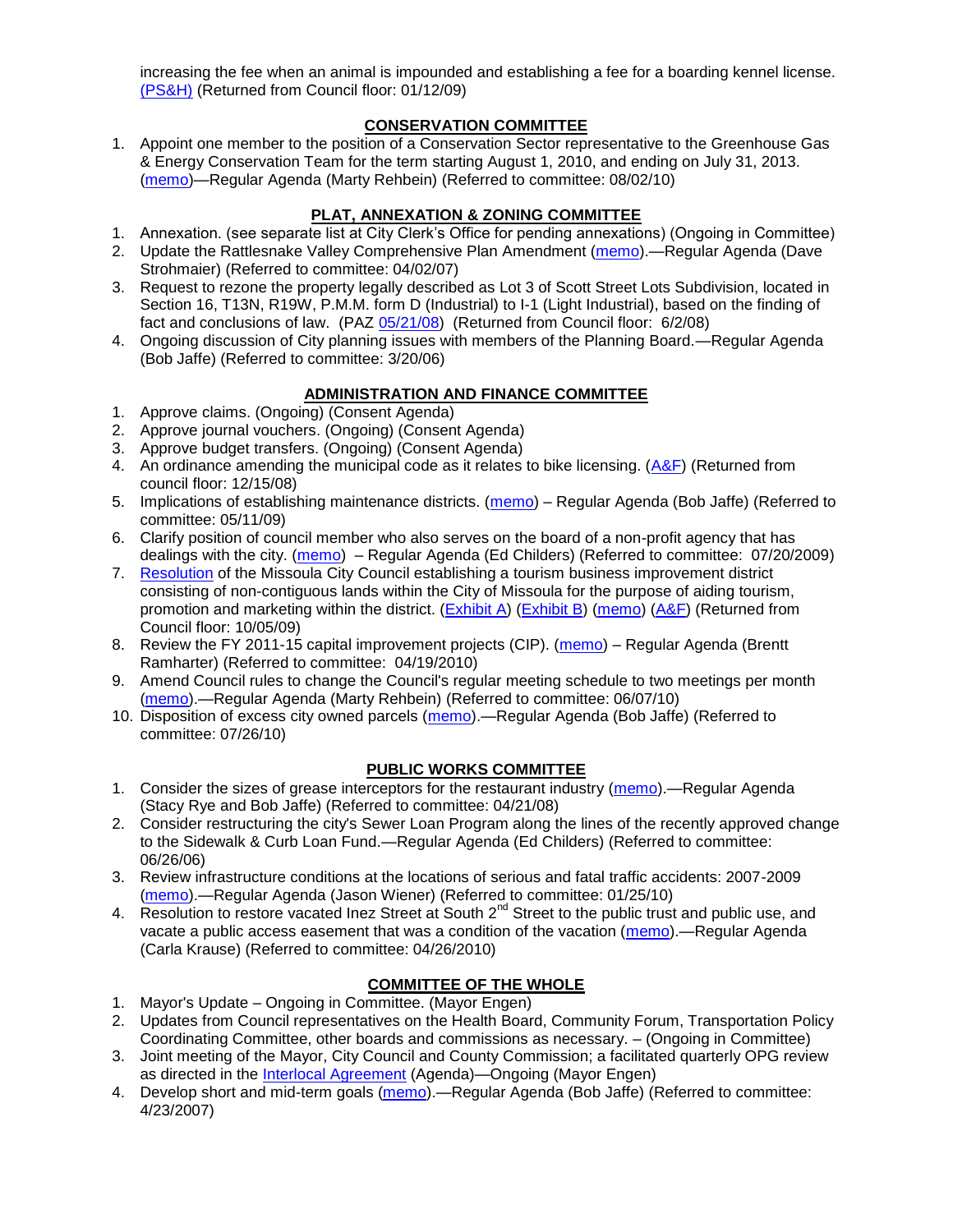increasing the fee when an animal is impounded and establishing a fee for a boarding kennel license. (PS&H) (Returned from Council floor: 01/12/09)

## CONSERVATION COMMITTEE

1. Appoint one member to the position of a Conservation Sector representative to the Greenhouse Gas & Energy Conservation Team for the term starting August 1, 2010, and ending on July 31, 2013. (memo)—Regular Agenda (Marty Rehbein) (Referred to committee: 08/02/10)

## PLAT, ANNEXATION & ZONING COMMITTEE

1. Annexation. (see separate list at City Clerk's Office for pending annexations) (Ongoing in Committee)
2. Update the Rattlesnake Valley Comprehensive Plan Amendment (memo).—Regular Agenda (Dave Strohmaier) (Referred to committee: 04/02/07)
3. Request to rezone the property legally described as Lot 3 of Scott Street Lots Subdivision, located in Section 16, T13N, R19W, P.M.M. form D (Industrial) to I-1 (Light Industrial), based on the finding of fact and conclusions of law. (PAZ 05/21/08) (Returned from Council floor: 6/2/08)
4. Ongoing discussion of City planning issues with members of the Planning Board.—Regular Agenda (Bob Jaffe) (Referred to committee: 3/20/06)

## ADMINISTRATION AND FINANCE COMMITTEE

1. Approve claims. (Ongoing) (Consent Agenda)
2. Approve journal vouchers. (Ongoing) (Consent Agenda)
3. Approve budget transfers. (Ongoing) (Consent Agenda)
4. An ordinance amending the municipal code as it relates to bike licensing. (A&F) (Returned from council floor: 12/15/08)
5. Implications of establishing maintenance districts. (memo) – Regular Agenda (Bob Jaffe) (Referred to committee: 05/11/09)
6. Clarify position of council member who also serves on the board of a non-profit agency that has dealings with the city. (memo) – Regular Agenda (Ed Childers) (Referred to committee: 07/20/2009)
7. Resolution of the Missoula City Council establishing a tourism business improvement district consisting of non-contiguous lands within the City of Missoula for the purpose of aiding tourism, promotion and marketing within the district. (Exhibit A) (Exhibit B) (memo) (A&F) (Returned from Council floor: 10/05/09)
8. Review the FY 2011-15 capital improvement projects (CIP). (memo) – Regular Agenda (Brentt Ramharter) (Referred to committee: 04/19/2010)
9. Amend Council rules to change the Council's regular meeting schedule to two meetings per month (memo).—Regular Agenda (Marty Rehbein) (Referred to committee: 06/07/10)
10. Disposition of excess city owned parcels (memo).—Regular Agenda (Bob Jaffe) (Referred to committee: 07/26/10)

## PUBLIC WORKS COMMITTEE

1. Consider the sizes of grease interceptors for the restaurant industry (memo).—Regular Agenda (Stacy Rye and Bob Jaffe) (Referred to committee: 04/21/08)
2. Consider restructuring the city's Sewer Loan Program along the lines of the recently approved change to the Sidewalk & Curb Loan Fund.—Regular Agenda (Ed Childers) (Referred to committee: 06/26/06)
3. Review infrastructure conditions at the locations of serious and fatal traffic accidents: 2007-2009 (memo).—Regular Agenda (Jason Wiener) (Referred to committee: 01/25/10)
4. Resolution to restore vacated Inez Street at South 2nd Street to the public trust and public use, and vacate a public access easement that was a condition of the vacation (memo).—Regular Agenda (Carla Krause) (Referred to committee: 04/26/2010)

## COMMITTEE OF THE WHOLE

1. Mayor's Update – Ongoing in Committee. (Mayor Engen)
2. Updates from Council representatives on the Health Board, Community Forum, Transportation Policy Coordinating Committee, other boards and commissions as necessary. – (Ongoing in Committee)
3. Joint meeting of the Mayor, City Council and County Commission; a facilitated quarterly OPG review as directed in the Interlocal Agreement (Agenda)—Ongoing (Mayor Engen)
4. Develop short and mid-term goals (memo).—Regular Agenda (Bob Jaffe) (Referred to committee: 4/23/2007)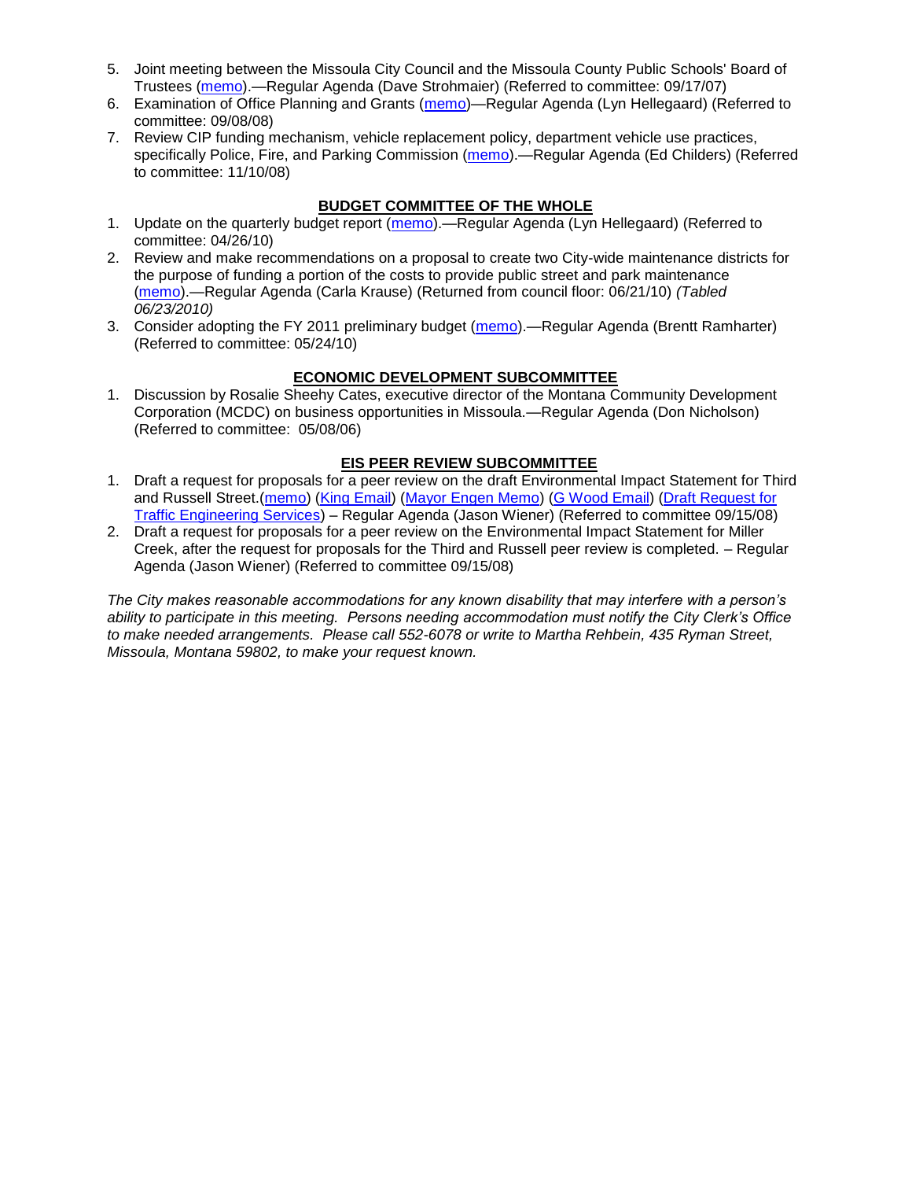5. Joint meeting between the Missoula City Council and the Missoula County Public Schools' Board of Trustees (memo).—Regular Agenda (Dave Strohmaier) (Referred to committee: 09/17/07)
6. Examination of Office Planning and Grants (memo)—Regular Agenda (Lyn Hellegaard) (Referred to committee: 09/08/08)
7. Review CIP funding mechanism, vehicle replacement policy, department vehicle use practices, specifically Police, Fire, and Parking Commission (memo).—Regular Agenda (Ed Childers) (Referred to committee: 11/10/08)

**BUDGET COMMITTEE OF THE WHOLE**

1. Update on the quarterly budget report (memo).—Regular Agenda (Lyn Hellegaard) (Referred to committee: 04/26/10)
2. Review and make recommendations on a proposal to create two City-wide maintenance districts for the purpose of funding a portion of the costs to provide public street and park maintenance (memo).—Regular Agenda (Carla Krause) (Returned from council floor: 06/21/10) *(Tabled 06/23/2010)*
3. Consider adopting the FY 2011 preliminary budget (memo).—Regular Agenda (Brentt Ramharter) (Referred to committee: 05/24/10)

**ECONOMIC DEVELOPMENT SUBCOMMITTEE**

1. Discussion by Rosalie Sheehy Cates, executive director of the Montana Community Development Corporation (MCDC) on business opportunities in Missoula.—Regular Agenda (Don Nicholson) (Referred to committee: 05/08/06)

**EIS PEER REVIEW SUBCOMMITTEE**

1. Draft a request for proposals for a peer review on the draft Environmental Impact Statement for Third and Russell Street.(memo) (King Email) (Mayor Engen Memo) (G Wood Email) (Draft Request for Traffic Engineering Services) – Regular Agenda (Jason Wiener) (Referred to committee 09/15/08)
2. Draft a request for proposals for a peer review on the Environmental Impact Statement for Miller Creek, after the request for proposals for the Third and Russell peer review is completed. – Regular Agenda (Jason Wiener) (Referred to committee 09/15/08)

*The City makes reasonable accommodations for any known disability that may interfere with a person's ability to participate in this meeting. Persons needing accommodation must notify the City Clerk's Office to make needed arrangements. Please call 552-6078 or write to Martha Rehbein, 435 Ryman Street, Missoula, Montana 59802, to make your request known.*